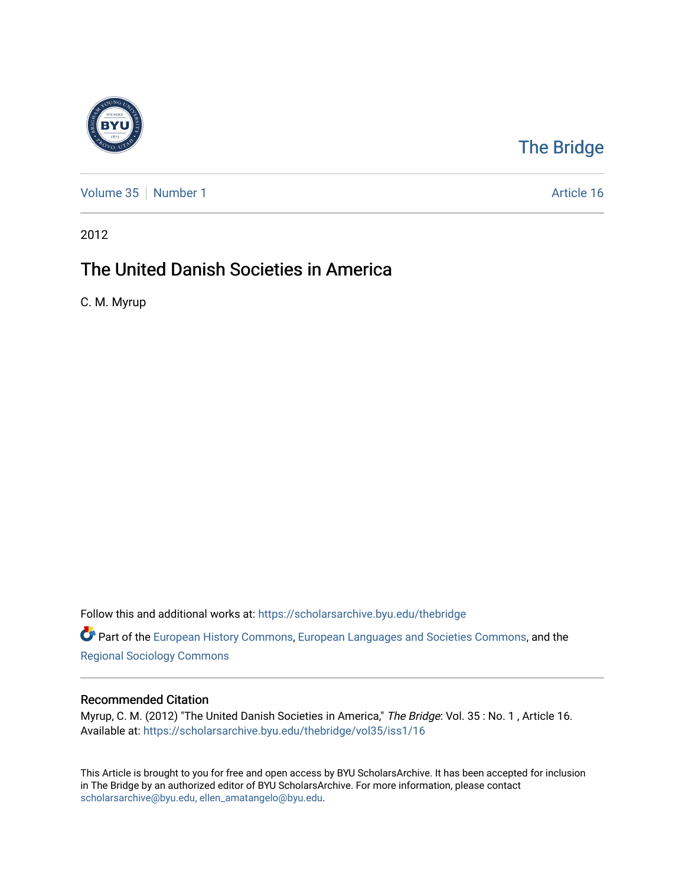The Bridge

Volume 35 | Number 1 | Article 16

2012

# The United Danish Societies in America

C. M. Myrup

Follow this and additional works at: https://scholarsarchive.byu.edu/thebridge

Part of the European History Commons, European Languages and Societies Commons, and the Regional Sociology Commons

## Recommended Citation

Myrup, C. M. (2012) "The United Danish Societies in America," *The Bridge*: Vol. 35 : No. 1 , Article 16.
Available at: https://scholarsarchive.byu.edu/thebridge/vol35/iss1/16

This Article is brought to you for free and open access by BYU ScholarsArchive. It has been accepted for inclusion in The Bridge by an authorized editor of BYU ScholarsArchive. For more information, please contact scholarsarchive@byu.edu, ellen_amatangelo@byu.edu.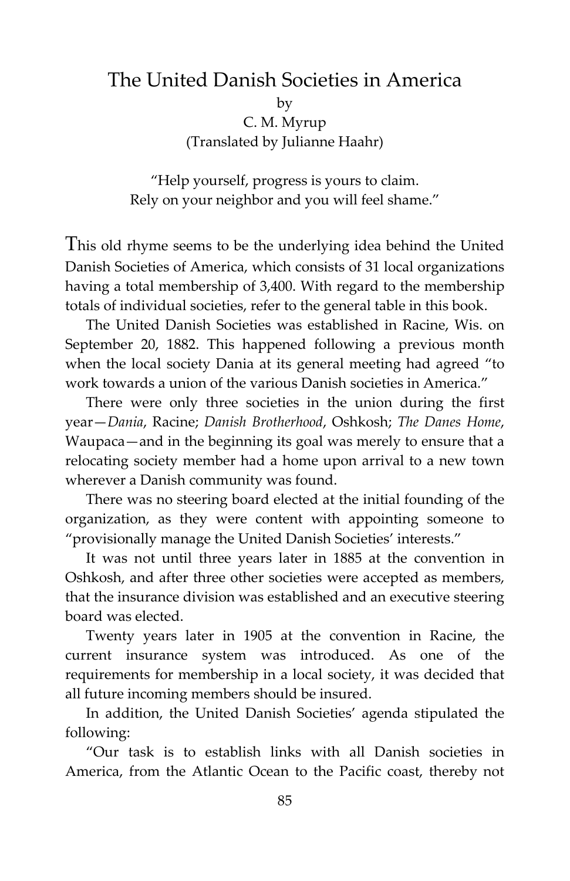# The United Danish Societies in America

by

C. M. Myrup

(Translated by Julianne Haahr)

"Help yourself, progress is yours to claim.
Rely on your neighbor and you will feel shame."

This old rhyme seems to be the underlying idea behind the United Danish Societies of America, which consists of 31 local organizations having a total membership of 3,400. With regard to the membership totals of individual societies, refer to the general table in this book.

The United Danish Societies was established in Racine, Wis. on September 20, 1882. This happened following a previous month when the local society Dania at its general meeting had agreed "to work towards a union of the various Danish societies in America."

There were only three societies in the union during the first year—*Dania*, Racine; *Danish Brotherhood*, Oshkosh; *The Danes Home*, Waupaca—and in the beginning its goal was merely to ensure that a relocating society member had a home upon arrival to a new town wherever a Danish community was found.

There was no steering board elected at the initial founding of the organization, as they were content with appointing someone to "provisionally manage the United Danish Societies' interests."

It was not until three years later in 1885 at the convention in Oshkosh, and after three other societies were accepted as members, that the insurance division was established and an executive steering board was elected.

Twenty years later in 1905 at the convention in Racine, the current insurance system was introduced. As one of the requirements for membership in a local society, it was decided that all future incoming members should be insured.

In addition, the United Danish Societies' agenda stipulated the following:

"Our task is to establish links with all Danish societies in America, from the Atlantic Ocean to the Pacific coast, thereby not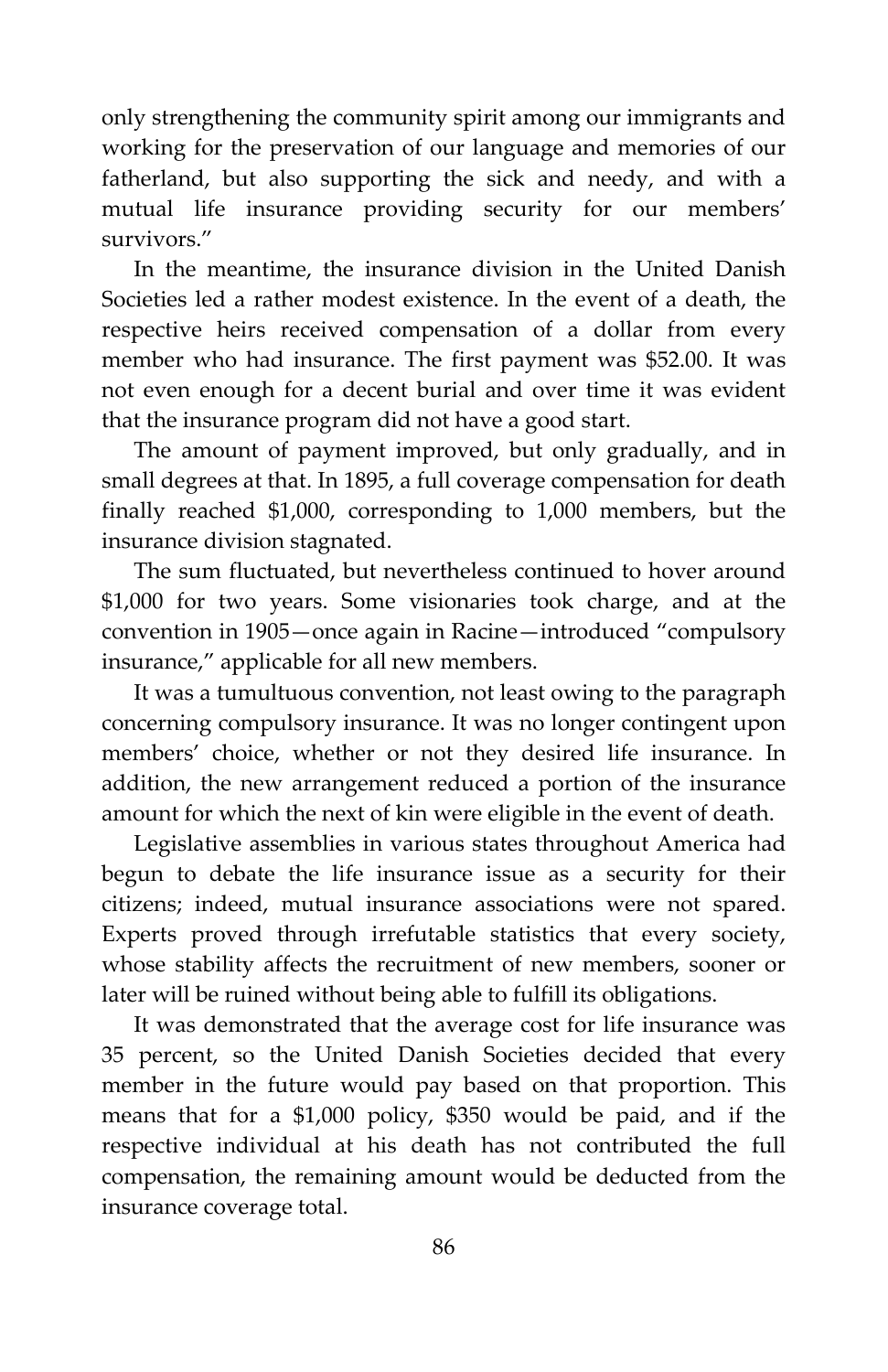only strengthening the community spirit among our immigrants and working for the preservation of our language and memories of our fatherland, but also supporting the sick and needy, and with a mutual life insurance providing security for our members' survivors."

In the meantime, the insurance division in the United Danish Societies led a rather modest existence. In the event of a death, the respective heirs received compensation of a dollar from every member who had insurance. The first payment was $52.00. It was not even enough for a decent burial and over time it was evident that the insurance program did not have a good start.

The amount of payment improved, but only gradually, and in small degrees at that. In 1895, a full coverage compensation for death finally reached $1,000, corresponding to 1,000 members, but the insurance division stagnated.

The sum fluctuated, but nevertheless continued to hover around $1,000 for two years. Some visionaries took charge, and at the convention in 1905—once again in Racine—introduced "compulsory insurance," applicable for all new members.

It was a tumultuous convention, not least owing to the paragraph concerning compulsory insurance. It was no longer contingent upon members' choice, whether or not they desired life insurance. In addition, the new arrangement reduced a portion of the insurance amount for which the next of kin were eligible in the event of death.

Legislative assemblies in various states throughout America had begun to debate the life insurance issue as a security for their citizens; indeed, mutual insurance associations were not spared. Experts proved through irrefutable statistics that every society, whose stability affects the recruitment of new members, sooner or later will be ruined without being able to fulfill its obligations.

It was demonstrated that the average cost for life insurance was 35 percent, so the United Danish Societies decided that every member in the future would pay based on that proportion. This means that for a $1,000 policy, $350 would be paid, and if the respective individual at his death has not contributed the full compensation, the remaining amount would be deducted from the insurance coverage total.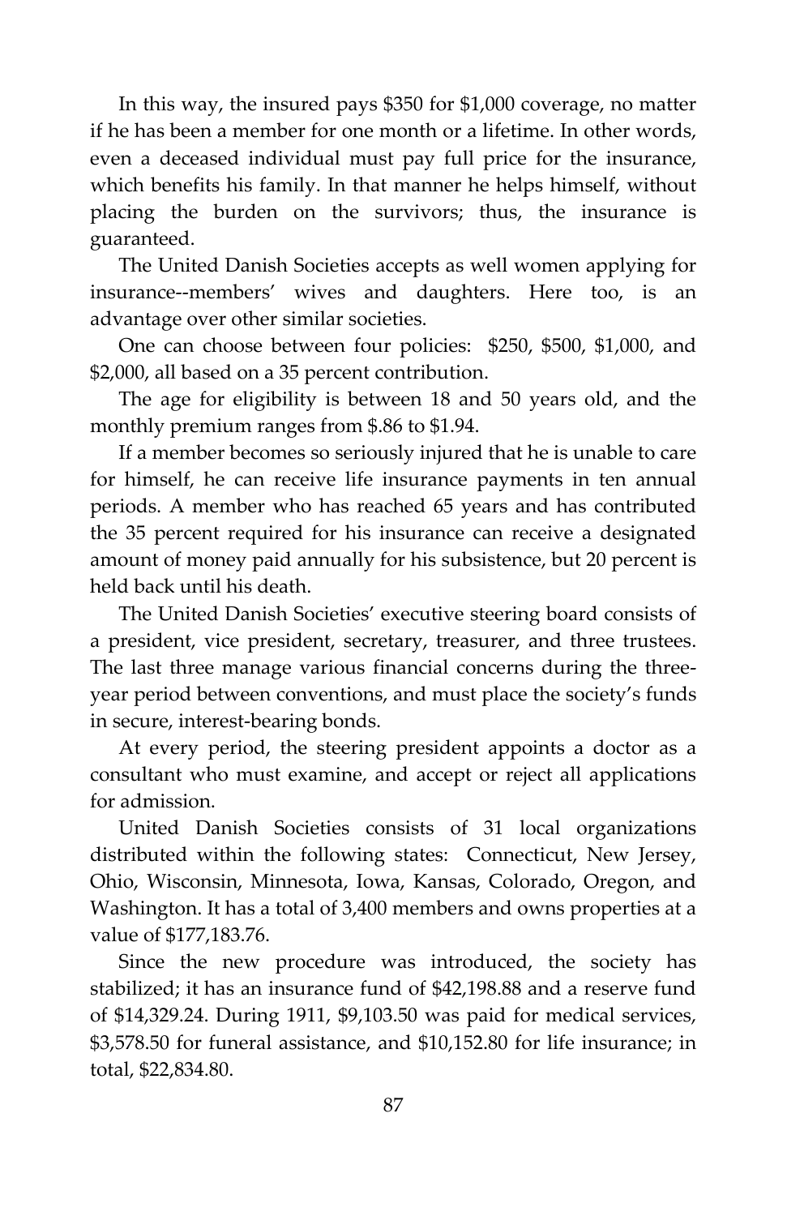In this way, the insured pays $350 for $1,000 coverage, no matter if he has been a member for one month or a lifetime. In other words, even a deceased individual must pay full price for the insurance, which benefits his family. In that manner he helps himself, without placing the burden on the survivors; thus, the insurance is guaranteed.

The United Danish Societies accepts as well women applying for insurance--members' wives and daughters. Here too, is an advantage over other similar societies.

One can choose between four policies: $250, $500, $1,000, and $2,000, all based on a 35 percent contribution.

The age for eligibility is between 18 and 50 years old, and the monthly premium ranges from $.86 to $1.94.

If a member becomes so seriously injured that he is unable to care for himself, he can receive life insurance payments in ten annual periods. A member who has reached 65 years and has contributed the 35 percent required for his insurance can receive a designated amount of money paid annually for his subsistence, but 20 percent is held back until his death.

The United Danish Societies' executive steering board consists of a president, vice president, secretary, treasurer, and three trustees. The last three manage various financial concerns during the three-year period between conventions, and must place the society's funds in secure, interest-bearing bonds.

At every period, the steering president appoints a doctor as a consultant who must examine, and accept or reject all applications for admission.

United Danish Societies consists of 31 local organizations distributed within the following states: Connecticut, New Jersey, Ohio, Wisconsin, Minnesota, Iowa, Kansas, Colorado, Oregon, and Washington. It has a total of 3,400 members and owns properties at a value of $177,183.76.

Since the new procedure was introduced, the society has stabilized; it has an insurance fund of $42,198.88 and a reserve fund of $14,329.24. During 1911, $9,103.50 was paid for medical services, $3,578.50 for funeral assistance, and $10,152.80 for life insurance; in total, $22,834.80.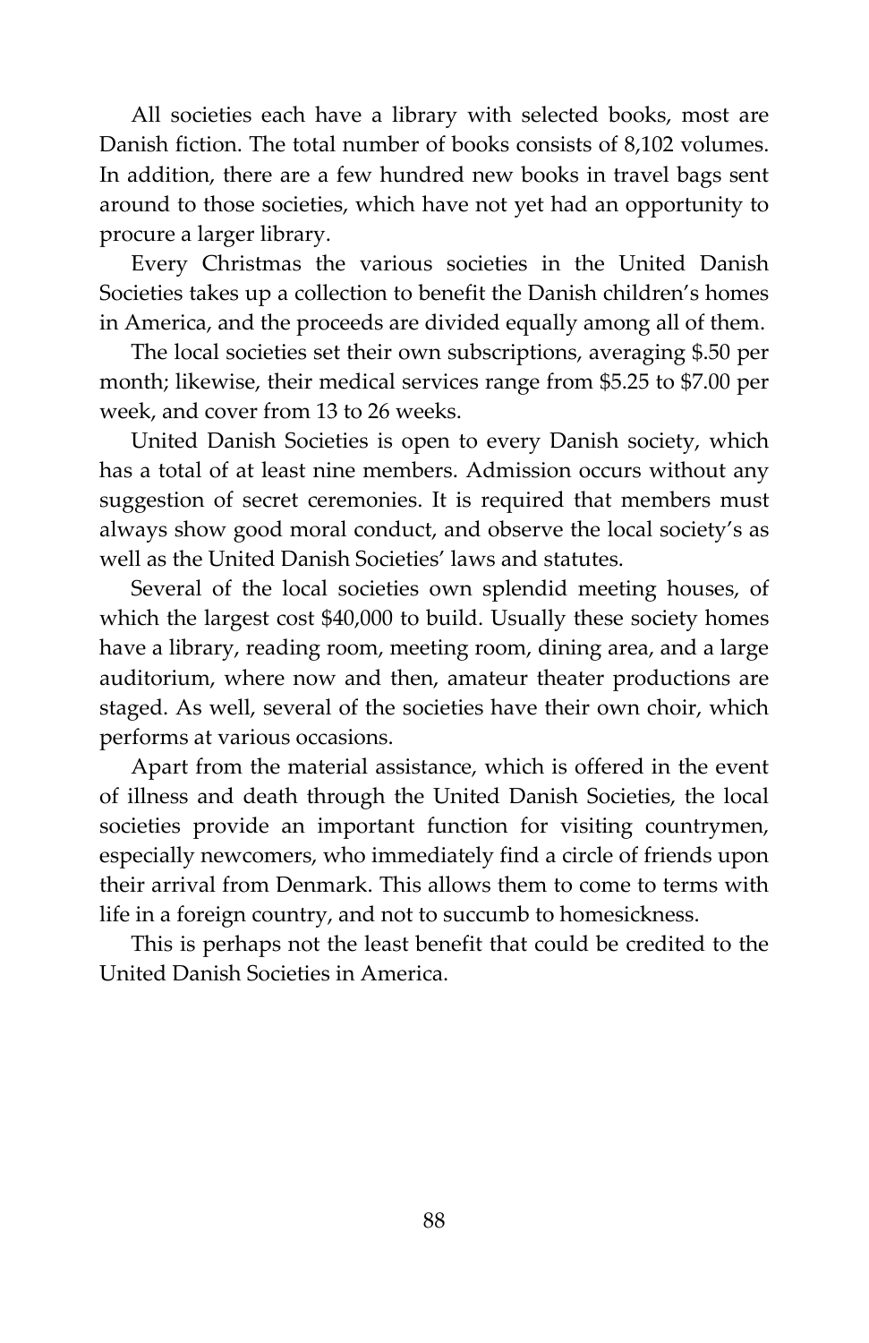All societies each have a library with selected books, most are Danish fiction. The total number of books consists of 8,102 volumes. In addition, there are a few hundred new books in travel bags sent around to those societies, which have not yet had an opportunity to procure a larger library.

Every Christmas the various societies in the United Danish Societies takes up a collection to benefit the Danish children's homes in America, and the proceeds are divided equally among all of them.

The local societies set their own subscriptions, averaging $.50 per month; likewise, their medical services range from $5.25 to $7.00 per week, and cover from 13 to 26 weeks.

United Danish Societies is open to every Danish society, which has a total of at least nine members. Admission occurs without any suggestion of secret ceremonies. It is required that members must always show good moral conduct, and observe the local society's as well as the United Danish Societies' laws and statutes.

Several of the local societies own splendid meeting houses, of which the largest cost $40,000 to build. Usually these society homes have a library, reading room, meeting room, dining area, and a large auditorium, where now and then, amateur theater productions are staged. As well, several of the societies have their own choir, which performs at various occasions.

Apart from the material assistance, which is offered in the event of illness and death through the United Danish Societies, the local societies provide an important function for visiting countrymen, especially newcomers, who immediately find a circle of friends upon their arrival from Denmark. This allows them to come to terms with life in a foreign country, and not to succumb to homesickness.

This is perhaps not the least benefit that could be credited to the United Danish Societies in America.